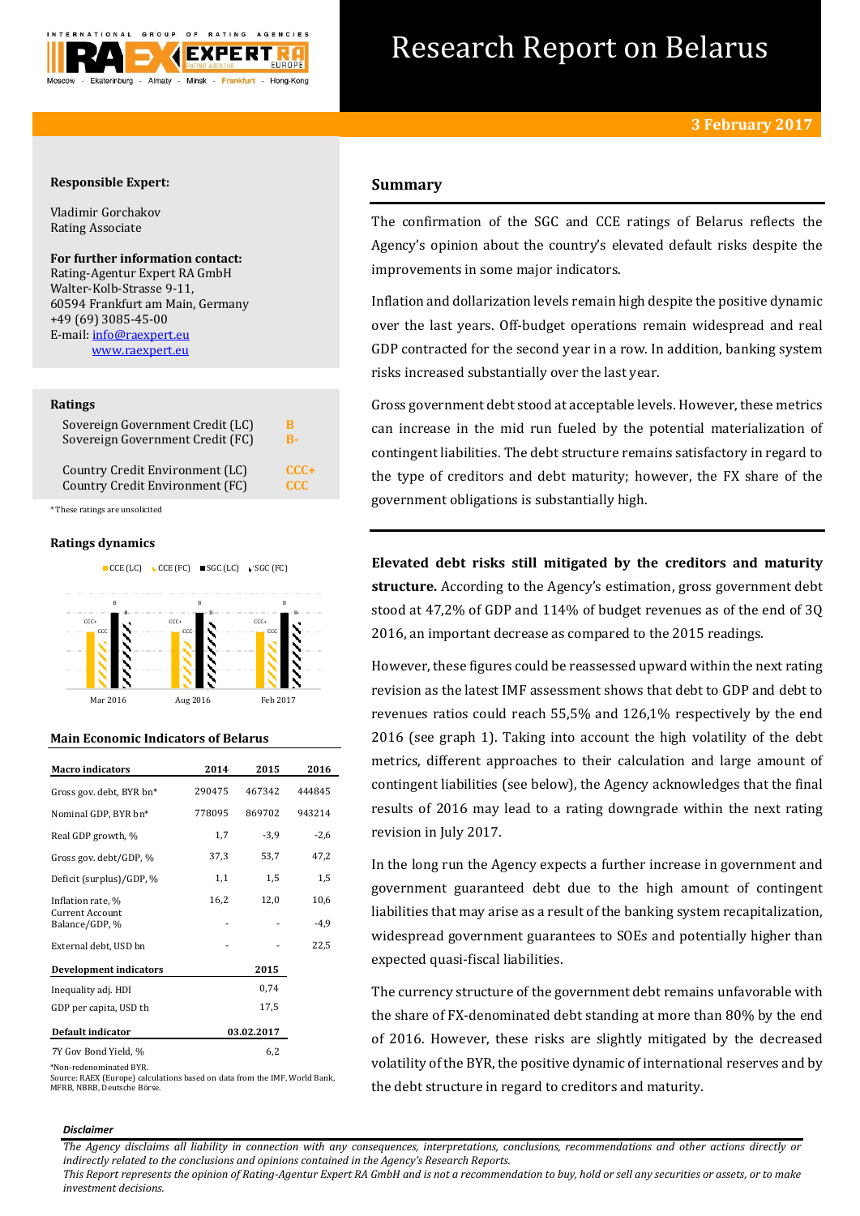# Research Report on Belarus

**3 February 2017**

**Responsible Expert:**

Vladimir Gorchakov
Rating Associate

**For further information contact:**
Rating-Agentur Expert RA GmbH
Walter-Kolb-Strasse 9-11,
60594 Frankfurt am Main, Germany
+49 (69) 3085-45-00
E-mail: info@raexpert.eu
www.raexpert.eu

## Ratings

| | |
|---|---|
| Sovereign Government Credit (LC) | B |
| Sovereign Government Credit (FC) | B- |
| Country Credit Environment (LC) | CCC+ |
| Country Credit Environment (FC) | CCC |

*These ratings are unsolicited

## Ratings dynamics

CCE (LC) CCE (FC) SGC (LC) SGC (FC)

| | CCE (LC) | CCE (FC) | SGC (LC) | SGC (FC) |
|---|---|---|---|---|
| Mar 2016 | CCC+ | CCC | B | B- |
| Aug 2016 | CCC+ | CCC | B | B- |
| Feb 2017 | CCC+ | CCC | B | B- |

## Main Economic Indicators of Belarus

| Macro indicators | 2014 | 2015 | 2016 |
|---|---|---|---|
| Gross gov. debt, BYR bn* | 290475 | 467342 | 444845 |
| Nominal GDP, BYR bn* | 778095 | 869702 | 943214 |
| Real GDP growth, % | 1,7 | -3,9 | -2,6 |
| Gross gov. debt/GDP, % | 37,3 | 53,7 | 47,2 |
| Deficit (surplus)/GDP, % | 1,1 | 1,5 | 1,5 |
| Inflation rate, % | 16,2 | 12,0 | 10,6 |
| Current Account Balance/GDP, % | - | - | -4,9 |
| External debt, USD bn | - | - | 22,5 |

| Development indicators | 2015 |
|---|---|
| Inequality adj. HDI | 0,74 |
| GDP per capita, USD th | 17,5 |

| Default indicator | 03.02.2017 |
|---|---|
| 7Y Gov Bond Yield, % | 6,2 |

*Non-redenominated BYR.
Source: RAEX (Europe) calculations based on data from the IMF, World Bank, MFRB, NBRB, Deutsche Börse.

## Summary

The confirmation of the SGC and CCE ratings of Belarus reflects the Agency's opinion about the country's elevated default risks despite the improvements in some major indicators.

Inflation and dollarization levels remain high despite the positive dynamic over the last years. Off-budget operations remain widespread and real GDP contracted for the second year in a row. In addition, banking system risks increased substantially over the last year.

Gross government debt stood at acceptable levels. However, these metrics can increase in the mid run fueled by the potential materialization of contingent liabilities. The debt structure remains satisfactory in regard to the type of creditors and debt maturity; however, the FX share of the government obligations is substantially high.

**Elevated debt risks still mitigated by the creditors and maturity structure.** According to the Agency's estimation, gross government debt stood at 47,2% of GDP and 114% of budget revenues as of the end of 3Q 2016, an important decrease as compared to the 2015 readings.

However, these figures could be reassessed upward within the next rating revision as the latest IMF assessment shows that debt to GDP and debt to revenues ratios could reach 55,5% and 126,1% respectively by the end 2016 (see graph 1). Taking into account the high volatility of the debt metrics, different approaches to their calculation and large amount of contingent liabilities (see below), the Agency acknowledges that the final results of 2016 may lead to a rating downgrade within the next rating revision in July 2017.

In the long run the Agency expects a further increase in government and government guaranteed debt due to the high amount of contingent liabilities that may arise as a result of the banking system recapitalization, widespread government guarantees to SOEs and potentially higher than expected quasi-fiscal liabilities.

The currency structure of the government debt remains unfavorable with the share of FX-denominated debt standing at more than 80% by the end of 2016. However, these risks are slightly mitigated by the decreased volatility of the BYR, the positive dynamic of international reserves and by the debt structure in regard to creditors and maturity.

***Disclaimer***

*The Agency disclaims all liability in connection with any consequences, interpretations, conclusions, recommendations and other actions directly or indirectly related to the conclusions and opinions contained in the Agency's Research Reports.*
*This Report represents the opinion of Rating-Agentur Expert RA GmbH and is not a recommendation to buy, hold or sell any securities or assets, or to make investment decisions.*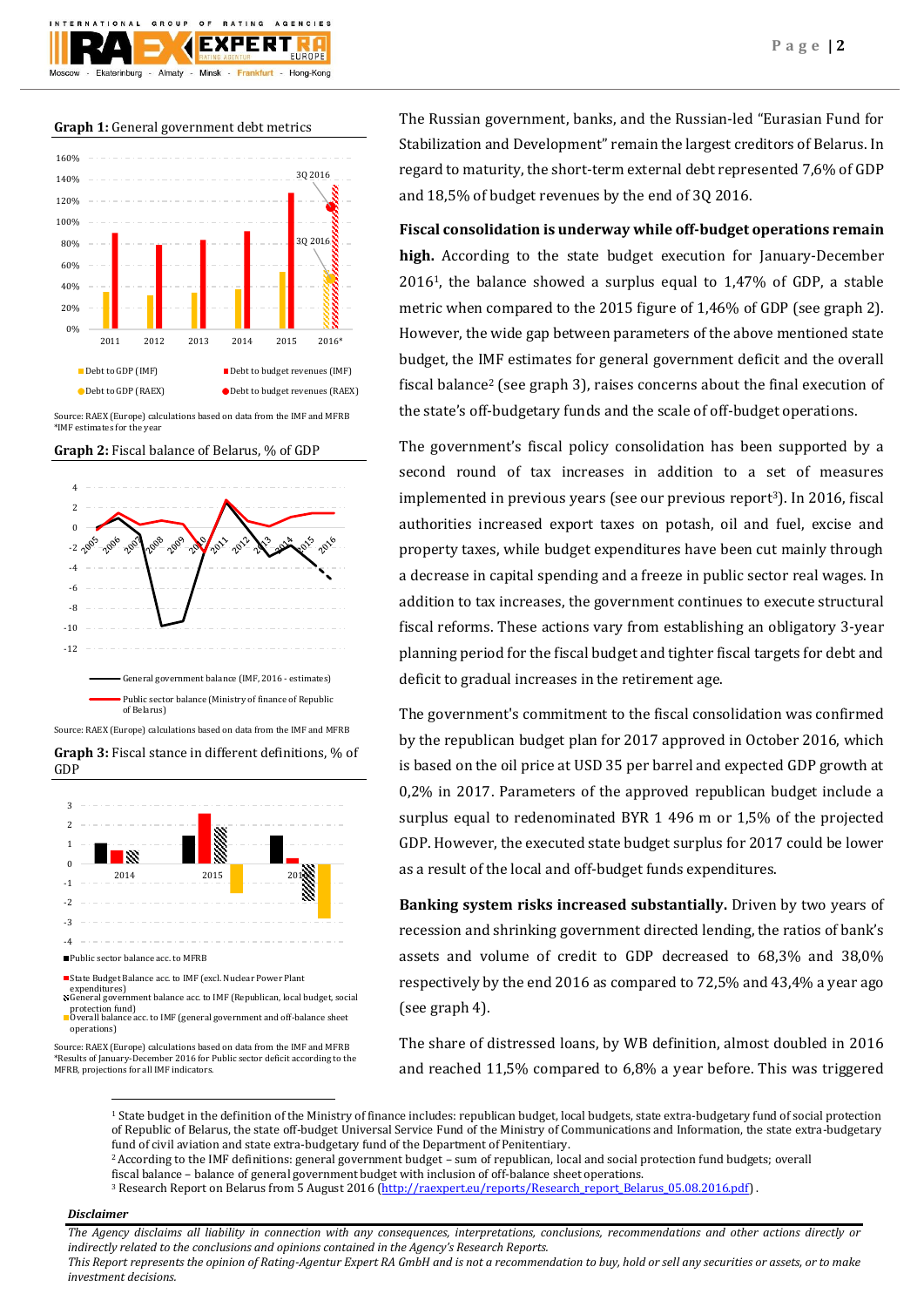**Graph 1:** General government debt metrics

Source: RAEX (Europe) calculations based on data from the IMF and MFRB
*IMF estimates for the year

**Graph 2:** Fiscal balance of Belarus, % of GDP

Source: RAEX (Europe) calculations based on data from the IMF and MFRB

**Graph 3:** Fiscal stance in different definitions, % of GDP

Source: RAEX (Europe) calculations based on data from the IMF and MFRB
*Results of January-December 2016 for Public sector deficit according to the MFRB, projections for all IMF indicators.

The Russian government, banks, and the Russian-led "Eurasian Fund for Stabilization and Development" remain the largest creditors of Belarus. In regard to maturity, the short-term external debt represented 7,6% of GDP and 18,5% of budget revenues by the end of 3Q 2016.

**Fiscal consolidation is underway while off-budget operations remain high.** According to the state budget execution for January-December 2016[1], the balance showed a surplus equal to 1,47% of GDP, a stable metric when compared to the 2015 figure of 1,46% of GDP (see graph 2). However, the wide gap between parameters of the above mentioned state budget, the IMF estimates for general government deficit and the overall fiscal balance[2] (see graph 3), raises concerns about the final execution of the state's off-budgetary funds and the scale of off-budget operations.

The government's fiscal policy consolidation has been supported by a second round of tax increases in addition to a set of measures implemented in previous years (see our previous report[3]). In 2016, fiscal authorities increased export taxes on potash, oil and fuel, excise and property taxes, while budget expenditures have been cut mainly through a decrease in capital spending and a freeze in public sector real wages. In addition to tax increases, the government continues to execute structural fiscal reforms. These actions vary from establishing an obligatory 3-year planning period for the fiscal budget and tighter fiscal targets for debt and deficit to gradual increases in the retirement age.

The government's commitment to the fiscal consolidation was confirmed by the republican budget plan for 2017 approved in October 2016, which is based on the oil price at USD 35 per barrel and expected GDP growth at 0,2% in 2017. Parameters of the approved republican budget include a surplus equal to redenominated BYR 1 496 m or 1,5% of the projected GDP. However, the executed state budget surplus for 2017 could be lower as a result of the local and off-budget funds expenditures.

**Banking system risks increased substantially.** Driven by two years of recession and shrinking government directed lending, the ratios of bank's assets and volume of credit to GDP decreased to 68,3% and 38,0% respectively by the end 2016 as compared to 72,5% and 43,4% a year ago (see graph 4).

The share of distressed loans, by WB definition, almost doubled in 2016 and reached 11,5% compared to 6,8% a year before. This was triggered

[1] State budget in the definition of the Ministry of finance includes: republican budget, local budgets, state extra-budgetary fund of social protection of Republic of Belarus, the state off-budget Universal Service Fund of the Ministry of Communications and Information, the state extra-budgetary fund of civil aviation and state extra-budgetary fund of the Department of Penitentiary.

[2] According to the IMF definitions: general government budget – sum of republican, local and social protection fund budgets; overall fiscal balance – balance of general government budget with inclusion of off-balance sheet operations.

[3] Research Report on Belarus from 5 August 2016 (http://raexpert.eu/reports/Research_report_Belarus_05.08.2016.pdf).

***Disclaimer***

*The Agency disclaims all liability in connection with any consequences, interpretations, conclusions, recommendations and other actions directly or indirectly related to the conclusions and opinions contained in the Agency's Research Reports.*
*This Report represents the opinion of Rating-Agentur Expert RA GmbH and is not a recommendation to buy, hold or sell any securities or assets, or to make investment decisions.*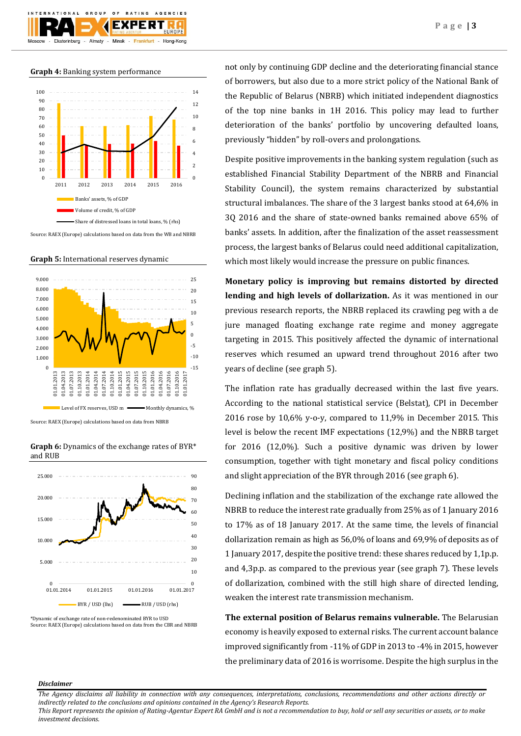**Graph 4:** Banking system performance

Source: RAEX (Europe) calculations based on data from the WB and NBRB

**Graph 5:** International reserves dynamic

Source: RAEX (Europe) calculations based on data from NBRB

**Graph 6:** Dynamics of the exchange rates of BYR* and RUB

*Dynamic of exchange rate of non-redenominated BYR to USD
Source: RAEX (Europe) calculations based on data from the CBR and NBRB

not only by continuing GDP decline and the deteriorating financial stance of borrowers, but also due to a more strict policy of the National Bank of the Republic of Belarus (NBRB) which initiated independent diagnostics of the top nine banks in 1H 2016. This policy may lead to further deterioration of the banks' portfolio by uncovering defaulted loans, previously "hidden" by roll-overs and prolongations.

Despite positive improvements in the banking system regulation (such as established Financial Stability Department of the NBRB and Financial Stability Council), the system remains characterized by substantial structural imbalances. The share of the 3 largest banks stood at 64,6% in 3Q 2016 and the share of state-owned banks remained above 65% of banks' assets. In addition, after the finalization of the asset reassessment process, the largest banks of Belarus could need additional capitalization, which most likely would increase the pressure on public finances.

**Monetary policy is improving but remains distorted by directed lending and high levels of dollarization.** As it was mentioned in our previous research reports, the NBRB replaced its crawling peg with a de jure managed floating exchange rate regime and money aggregate targeting in 2015. This positively affected the dynamic of international reserves which resumed an upward trend throughout 2016 after two years of decline (see graph 5).

The inflation rate has gradually decreased within the last five years. According to the national statistical service (Belstat), CPI in December 2016 rose by 10,6% y-o-y, compared to 11,9% in December 2015. This level is below the recent IMF expectations (12,9%) and the NBRB target for 2016 (12,0%). Such a positive dynamic was driven by lower consumption, together with tight monetary and fiscal policy conditions and slight appreciation of the BYR through 2016 (see graph 6).

Declining inflation and the stabilization of the exchange rate allowed the NBRB to reduce the interest rate gradually from 25% as of 1 January 2016 to 17% as of 18 January 2017. At the same time, the levels of financial dollarization remain as high as 56,0% of loans and 69,9% of deposits as of 1 January 2017, despite the positive trend: these shares reduced by 1,1p.p. and 4,3p.p. as compared to the previous year (see graph 7). These levels of dollarization, combined with the still high share of directed lending, weaken the interest rate transmission mechanism.

**The external position of Belarus remains vulnerable.** The Belarusian economy is heavily exposed to external risks. The current account balance improved significantly from -11% of GDP in 2013 to -4% in 2015, however the preliminary data of 2016 is worrisome. Despite the high surplus in the

***Disclaimer***

*The Agency disclaims all liability in connection with any consequences, interpretations, conclusions, recommendations and other actions directly or indirectly related to the conclusions and opinions contained in the Agency's Research Reports.*
*This Report represents the opinion of Rating-Agentur Expert RA GmbH and is not a recommendation to buy, hold or sell any securities or assets, or to make investment decisions.*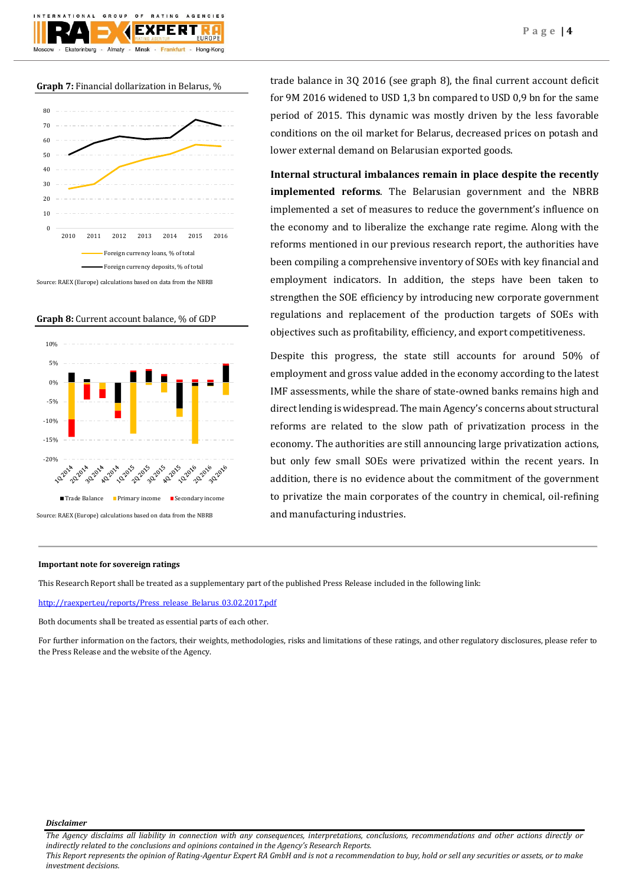**Graph 7:** Financial dollarization in Belarus, %

80
70
60
50
40
30
20
10
0
2010 2011 2012 2013 2014 2015 2016

Foreign currency loans, % of total
Foreign currency deposits, % of total

Source: RAEX (Europe) calculations based on data from the NBRB

**Graph 8:** Current account balance, % of GDP

10%
5%
0%
-5%
-10%
-15%
-20%
1Q 2014 2Q 2014 3Q 2014 4Q 2014 1Q 2015 2Q 2015 3Q 2015 4Q 2015 1Q 2016 2Q 2016 3Q 2016

Trade Balance
Primary income
Secondary income

Source: RAEX (Europe) calculations based on data from the NBRB

trade balance in 3Q 2016 (see graph 8), the final current account deficit for 9M 2016 widened to USD 1,3 bn compared to USD 0,9 bn for the same period of 2015. This dynamic was mostly driven by the less favorable conditions on the oil market for Belarus, decreased prices on potash and lower external demand on Belarusian exported goods.

**Internal structural imbalances remain in place despite the recently implemented reforms**. The Belarusian government and the NBRB implemented a set of measures to reduce the government's influence on the economy and to liberalize the exchange rate regime. Along with the reforms mentioned in our previous research report, the authorities have been compiling a comprehensive inventory of SOEs with key financial and employment indicators. In addition, the steps have been taken to strengthen the SOE efficiency by introducing new corporate government regulations and replacement of the production targets of SOEs with objectives such as profitability, efficiency, and export competitiveness.

Despite this progress, the state still accounts for around 50% of employment and gross value added in the economy according to the latest IMF assessments, while the share of state-owned banks remains high and direct lending is widespread. The main Agency's concerns about structural reforms are related to the slow path of privatization process in the economy. The authorities are still announcing large privatization actions, but only few small SOEs were privatized within the recent years. In addition, there is no evidence about the commitment of the government to privatize the main corporates of the country in chemical, oil-refining and manufacturing industries.

---

**Important note for sovereign ratings**

This Research Report shall be treated as a supplementary part of the published Press Release included in the following link:

http://raexpert.eu/reports/Press_release_Belarus_03.02.2017.pdf

Both documents shall be treated as essential parts of each other.

For further information on the factors, their weights, methodologies, risks and limitations of these ratings, and other regulatory disclosures, please refer to the Press Release and the website of the Agency.

***Disclaimer***

*The Agency disclaims all liability in connection with any consequences, interpretations, conclusions, recommendations and other actions directly or indirectly related to the conclusions and opinions contained in the Agency's Research Reports.*

*This Report represents the opinion of Rating-Agentur Expert RA GmbH and is not a recommendation to buy, hold or sell any securities or assets, or to make investment decisions.*